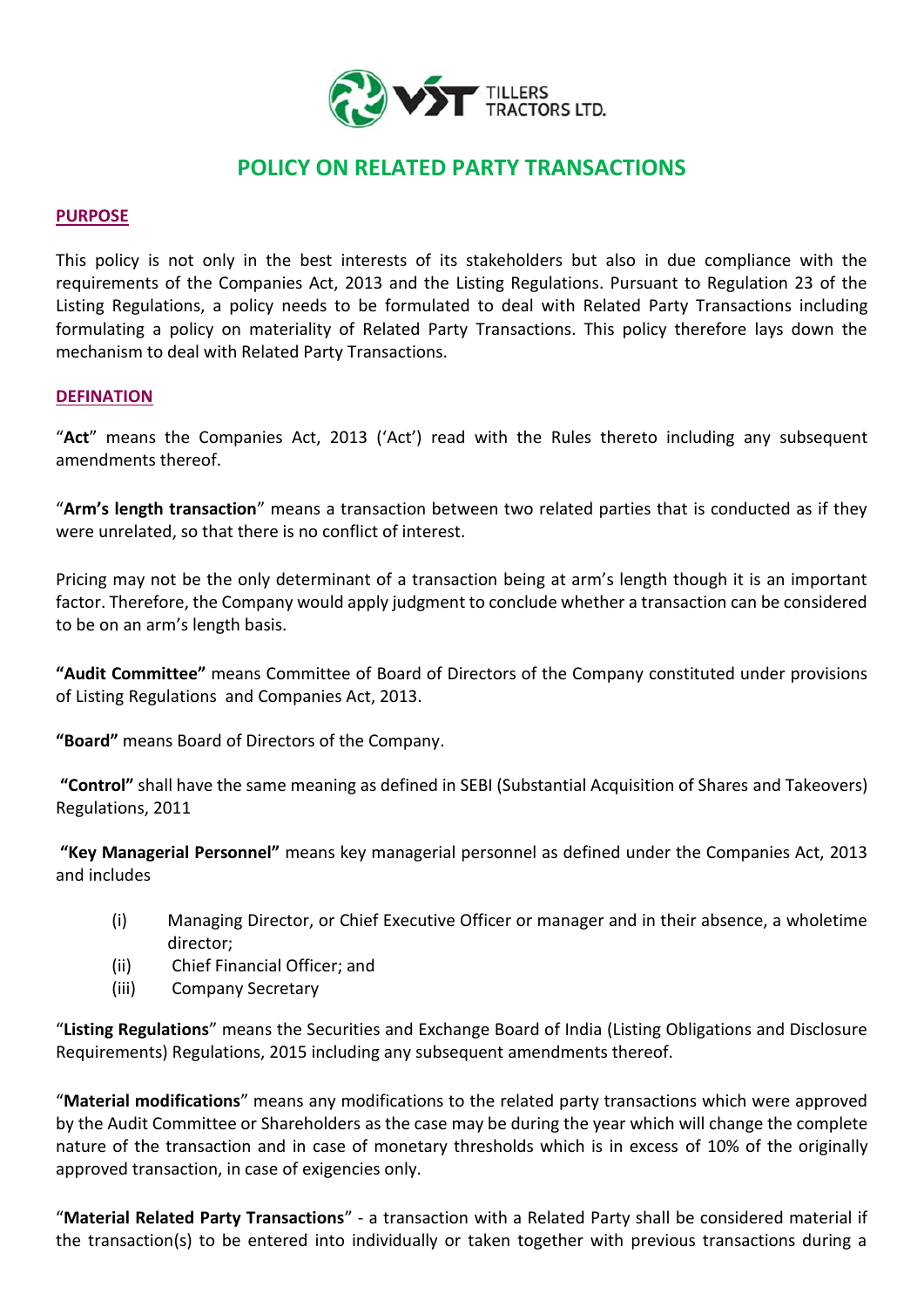# POLICY ON RELATED PARTY TRANSACTIONS

## PURPOSE

This policy is not only in the best interests of its stakeholders but also in due compliance with the requirements of the Companies Act, 2013 and the Listing Regulations. Pursuant to Regulation 23 of the Listing Regulations, a policy needs to be formulated to deal with Related Party Transactions including formulating a policy on materiality of Related Party Transactions. This policy therefore lays down the mechanism to deal with Related Party Transactions.

## DEFINATION

"**Act**" means the Companies Act, 2013 ('Act') read with the Rules thereto including any subsequent amendments thereof.

"**Arm's length transaction**" means a transaction between two related parties that is conducted as if they were unrelated, so that there is no conflict of interest.

Pricing may not be the only determinant of a transaction being at arm's length though it is an important factor. Therefore, the Company would apply judgment to conclude whether a transaction can be considered to be on an arm's length basis.

**"Audit Committee"** means Committee of Board of Directors of the Company constituted under provisions of Listing Regulations and Companies Act, 2013.

**"Board"** means Board of Directors of the Company.

**"Control"** shall have the same meaning as defined in SEBI (Substantial Acquisition of Shares and Takeovers) Regulations, 2011

**"Key Managerial Personnel"** means key managerial personnel as defined under the Companies Act, 2013 and includes

(i) Managing Director, or Chief Executive Officer or manager and in their absence, a wholetime director;
(ii) Chief Financial Officer; and
(iii) Company Secretary

"**Listing Regulations**" means the Securities and Exchange Board of India (Listing Obligations and Disclosure Requirements) Regulations, 2015 including any subsequent amendments thereof.

"**Material modifications**" means any modifications to the related party transactions which were approved by the Audit Committee or Shareholders as the case may be during the year which will change the complete nature of the transaction and in case of monetary thresholds which is in excess of 10% of the originally approved transaction, in case of exigencies only.

"**Material Related Party Transactions**" - a transaction with a Related Party shall be considered material if the transaction(s) to be entered into individually or taken together with previous transactions during a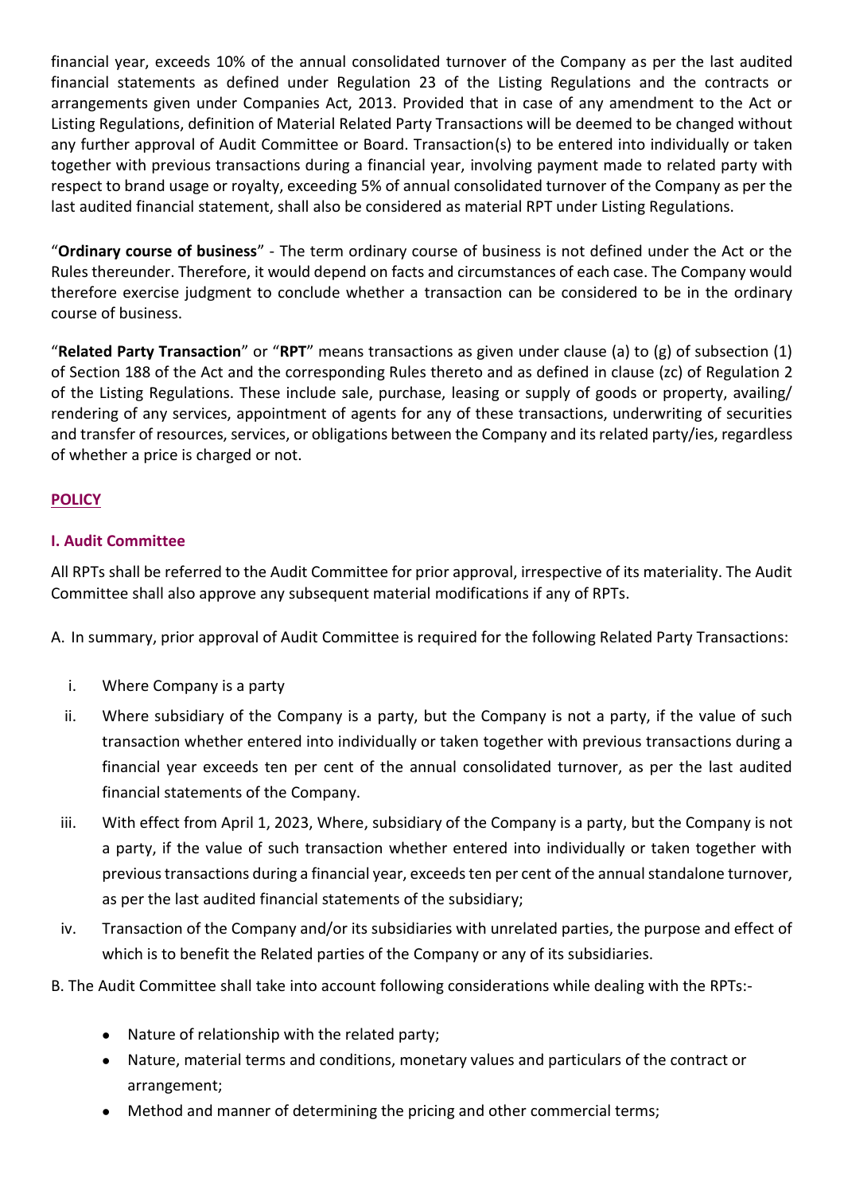financial year, exceeds 10% of the annual consolidated turnover of the Company as per the last audited financial statements as defined under Regulation 23 of the Listing Regulations and the contracts or arrangements given under Companies Act, 2013. Provided that in case of any amendment to the Act or Listing Regulations, definition of Material Related Party Transactions will be deemed to be changed without any further approval of Audit Committee or Board. Transaction(s) to be entered into individually or taken together with previous transactions during a financial year, involving payment made to related party with respect to brand usage or royalty, exceeding 5% of annual consolidated turnover of the Company as per the last audited financial statement, shall also be considered as material RPT under Listing Regulations.

"**Ordinary course of business**" - The term ordinary course of business is not defined under the Act or the Rules thereunder. Therefore, it would depend on facts and circumstances of each case. The Company would therefore exercise judgment to conclude whether a transaction can be considered to be in the ordinary course of business.

"**Related Party Transaction**" or "**RPT**" means transactions as given under clause (a) to (g) of subsection (1) of Section 188 of the Act and the corresponding Rules thereto and as defined in clause (zc) of Regulation 2 of the Listing Regulations. These include sale, purchase, leasing or supply of goods or property, availing/ rendering of any services, appointment of agents for any of these transactions, underwriting of securities and transfer of resources, services, or obligations between the Company and its related party/ies, regardless of whether a price is charged or not.

## POLICY

### I. Audit Committee

All RPTs shall be referred to the Audit Committee for prior approval, irrespective of its materiality. The Audit Committee shall also approve any subsequent material modifications if any of RPTs.

A. In summary, prior approval of Audit Committee is required for the following Related Party Transactions:

i. Where Company is a party

ii. Where subsidiary of the Company is a party, but the Company is not a party, if the value of such transaction whether entered into individually or taken together with previous transactions during a financial year exceeds ten per cent of the annual consolidated turnover, as per the last audited financial statements of the Company.

iii. With effect from April 1, 2023, Where, subsidiary of the Company is a party, but the Company is not a party, if the value of such transaction whether entered into individually or taken together with previous transactions during a financial year, exceeds ten per cent of the annual standalone turnover, as per the last audited financial statements of the subsidiary;

iv. Transaction of the Company and/or its subsidiaries with unrelated parties, the purpose and effect of which is to benefit the Related parties of the Company or any of its subsidiaries.

B. The Audit Committee shall take into account following considerations while dealing with the RPTs:-

- Nature of relationship with the related party;
- Nature, material terms and conditions, monetary values and particulars of the contract or arrangement;
- Method and manner of determining the pricing and other commercial terms;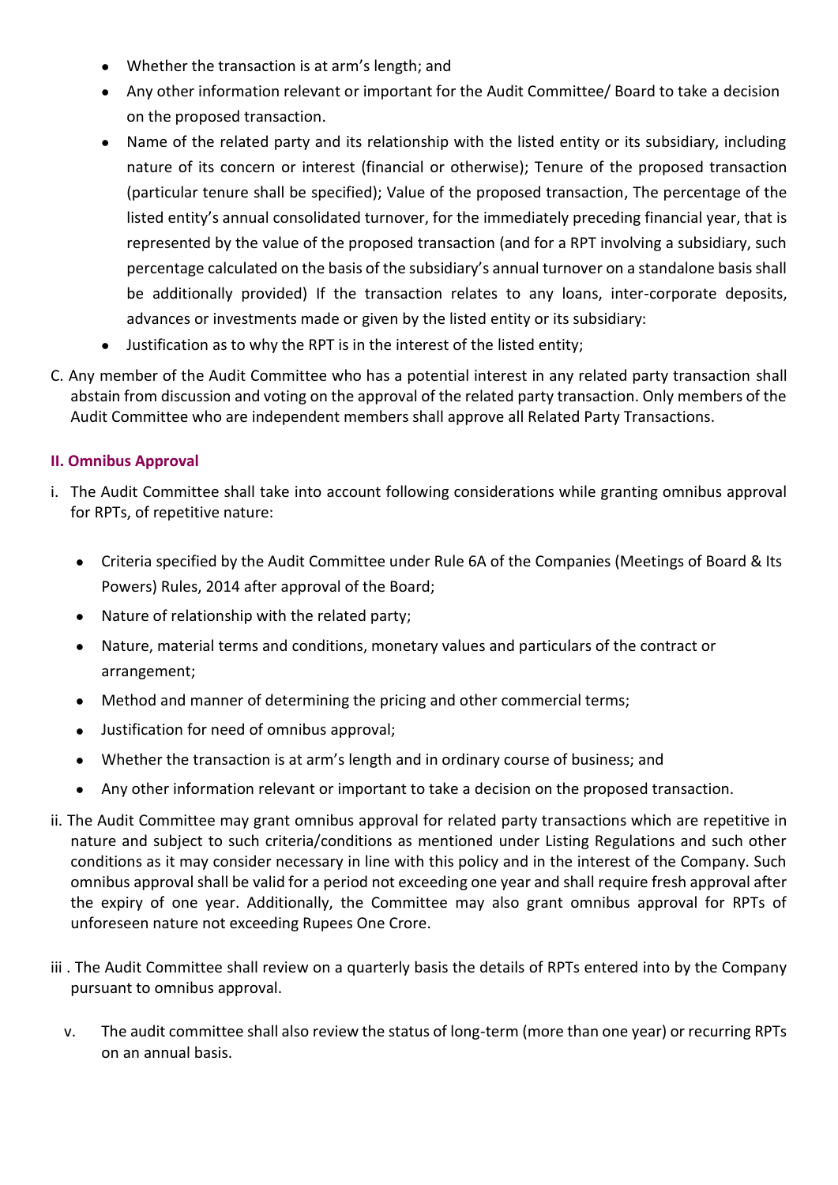- Whether the transaction is at arm's length; and
- Any other information relevant or important for the Audit Committee/ Board to take a decision on the proposed transaction.
- Name of the related party and its relationship with the listed entity or its subsidiary, including nature of its concern or interest (financial or otherwise); Tenure of the proposed transaction (particular tenure shall be specified); Value of the proposed transaction, The percentage of the listed entity's annual consolidated turnover, for the immediately preceding financial year, that is represented by the value of the proposed transaction (and for a RPT involving a subsidiary, such percentage calculated on the basis of the subsidiary's annual turnover on a standalone basis shall be additionally provided) If the transaction relates to any loans, inter-corporate deposits, advances or investments made or given by the listed entity or its subsidiary:
- Justification as to why the RPT is in the interest of the listed entity;

C. Any member of the Audit Committee who has a potential interest in any related party transaction shall abstain from discussion and voting on the approval of the related party transaction. Only members of the Audit Committee who are independent members shall approve all Related Party Transactions.

### II. Omnibus Approval

i. The Audit Committee shall take into account following considerations while granting omnibus approval for RPTs, of repetitive nature:

- Criteria specified by the Audit Committee under Rule 6A of the Companies (Meetings of Board & Its Powers) Rules, 2014 after approval of the Board;
- Nature of relationship with the related party;
- Nature, material terms and conditions, monetary values and particulars of the contract or arrangement;
- Method and manner of determining the pricing and other commercial terms;
- Justification for need of omnibus approval;
- Whether the transaction is at arm's length and in ordinary course of business; and
- Any other information relevant or important to take a decision on the proposed transaction.

ii. The Audit Committee may grant omnibus approval for related party transactions which are repetitive in nature and subject to such criteria/conditions as mentioned under Listing Regulations and such other conditions as it may consider necessary in line with this policy and in the interest of the Company. Such omnibus approval shall be valid for a period not exceeding one year and shall require fresh approval after the expiry of one year. Additionally, the Committee may also grant omnibus approval for RPTs of unforeseen nature not exceeding Rupees One Crore.

iii . The Audit Committee shall review on a quarterly basis the details of RPTs entered into by the Company pursuant to omnibus approval.

v. The audit committee shall also review the status of long-term (more than one year) or recurring RPTs on an annual basis.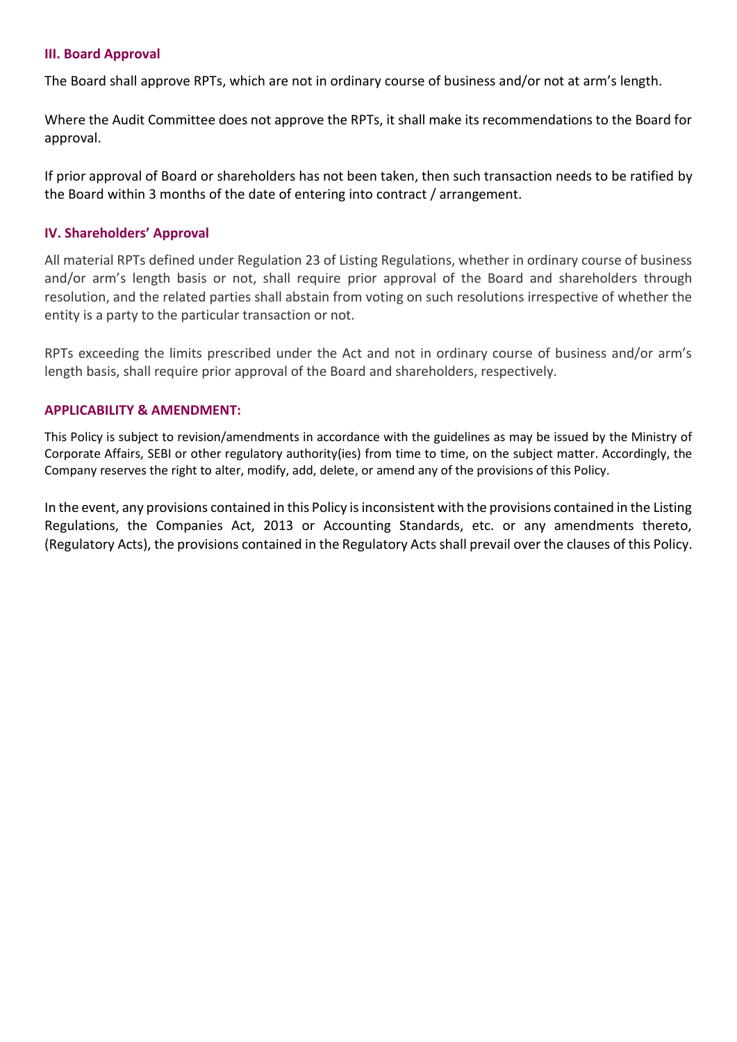### III. Board Approval

The Board shall approve RPTs, which are not in ordinary course of business and/or not at arm's length.

Where the Audit Committee does not approve the RPTs, it shall make its recommendations to the Board for approval.

If prior approval of Board or shareholders has not been taken, then such transaction needs to be ratified by the Board within 3 months of the date of entering into contract / arrangement.

### IV. Shareholders' Approval

All material RPTs defined under Regulation 23 of Listing Regulations, whether in ordinary course of business and/or arm's length basis or not, shall require prior approval of the Board and shareholders through resolution, and the related parties shall abstain from voting on such resolutions irrespective of whether the entity is a party to the particular transaction or not.

RPTs exceeding the limits prescribed under the Act and not in ordinary course of business and/or arm's length basis, shall require prior approval of the Board and shareholders, respectively.

## APPLICABILITY & AMENDMENT:

This Policy is subject to revision/amendments in accordance with the guidelines as may be issued by the Ministry of Corporate Affairs, SEBI or other regulatory authority(ies) from time to time, on the subject matter. Accordingly, the Company reserves the right to alter, modify, add, delete, or amend any of the provisions of this Policy.

In the event, any provisions contained in this Policy is inconsistent with the provisions contained in the Listing Regulations, the Companies Act, 2013 or Accounting Standards, etc. or any amendments thereto, (Regulatory Acts), the provisions contained in the Regulatory Acts shall prevail over the clauses of this Policy.